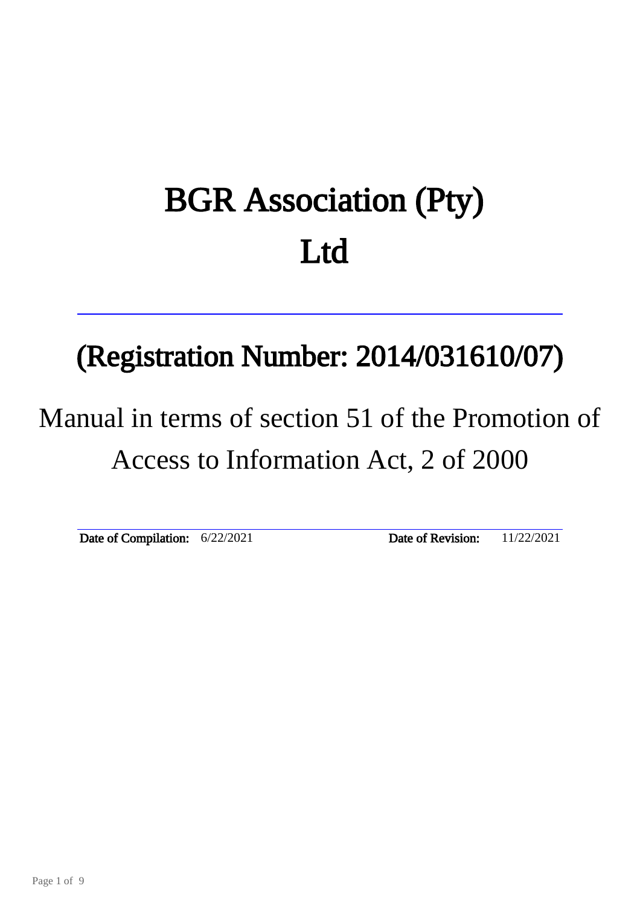# BGR Association (Pty) Ltd

## (Registration Number: 2014/031610/07)

Manual in terms of section 51 of the Promotion of Access to Information Act, 2 of 2000

**Date of Compilation:** 6/22/2021 **Date of Revision:** 11/22/2021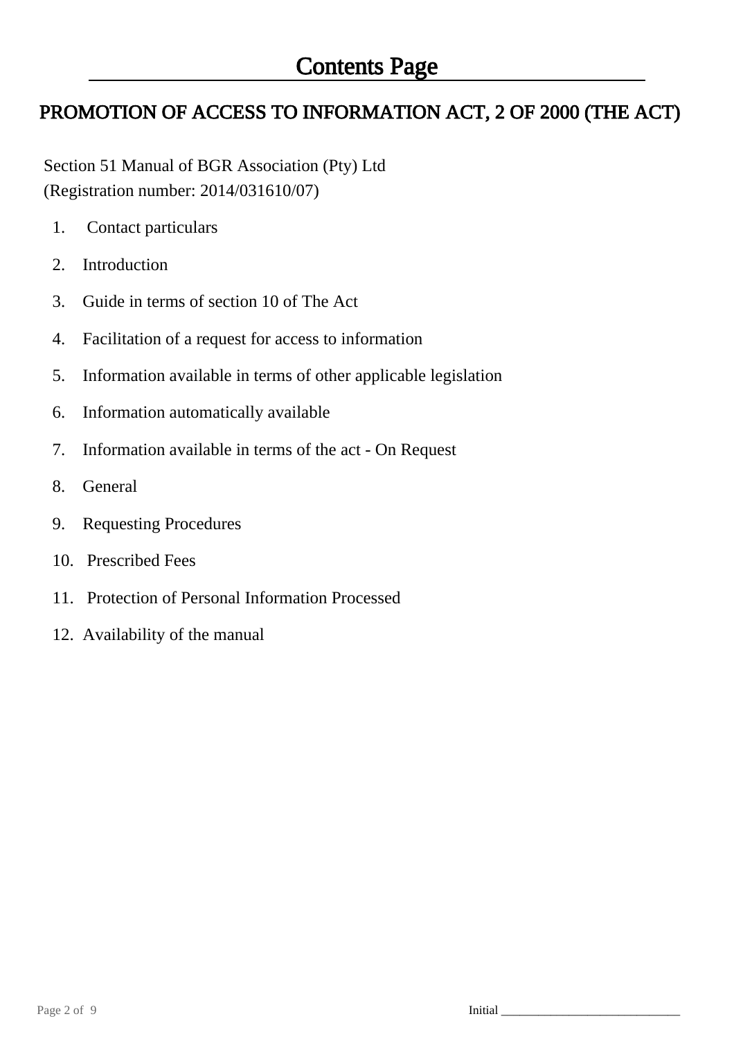# Contents Page

## PROMOTION OF ACCESS TO INFORMATION ACT, 2 OF 2000 (THE ACT)

Section 51 Manual of BGR Association (Pty) Ltd
(Registration number: 2014/031610/07)

1. Contact particulars
2. Introduction
3. Guide in terms of section 10 of The Act
4. Facilitation of a request for access to information
5. Information available in terms of other applicable legislation
6. Information automatically available
7. Information available in terms of the act - On Request
8. General
9. Requesting Procedures
10. Prescribed Fees
11. Protection of Personal Information Processed
12. Availability of the manual

Initial ____________________________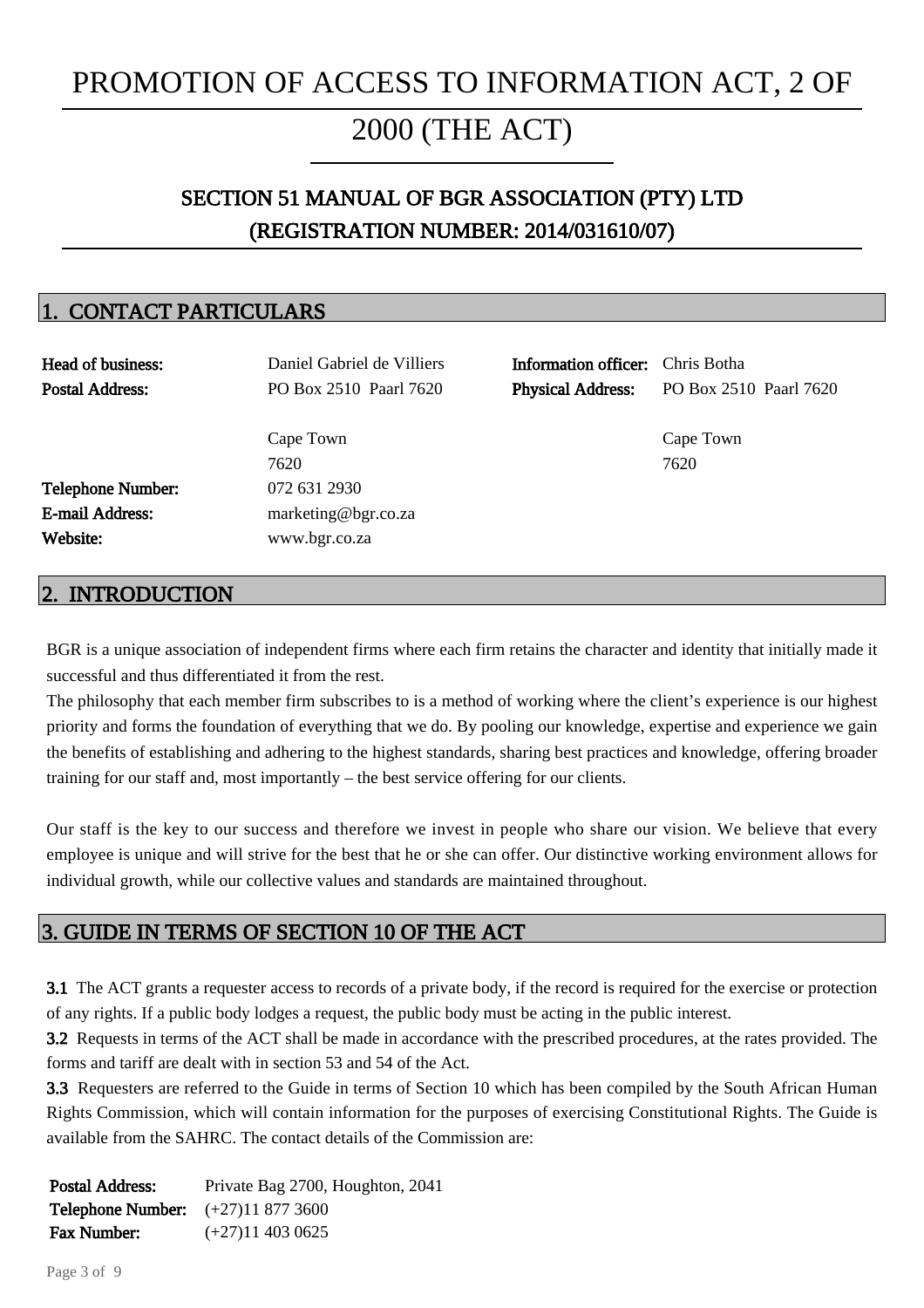# PROMOTION OF ACCESS TO INFORMATION ACT, 2 OF 2000 (THE ACT)

## SECTION 51 MANUAL OF BGR ASSOCIATION (PTY) LTD (REGISTRATION NUMBER: 2014/031610/07)

## 1. CONTACT PARTICULARS

| | | | |
|---|---|---|---|
| **Head of business:** | Daniel Gabriel de Villiers | **Information officer:** | Chris Botha |
| **Postal Address:** | PO Box 2510 Paarl 7620 | **Physical Address:** | PO Box 2510 Paarl 7620 |
| | Cape Town | | Cape Town |
| | 7620 | | 7620 |
| **Telephone Number:** | 072 631 2930 | | |
| **E-mail Address:** | marketing@bgr.co.za | | |
| **Website:** | www.bgr.co.za | | |

## 2. INTRODUCTION

BGR is a unique association of independent firms where each firm retains the character and identity that initially made it successful and thus differentiated it from the rest.

The philosophy that each member firm subscribes to is a method of working where the client's experience is our highest priority and forms the foundation of everything that we do. By pooling our knowledge, expertise and experience we gain the benefits of establishing and adhering to the highest standards, sharing best practices and knowledge, offering broader training for our staff and, most importantly – the best service offering for our clients.

Our staff is the key to our success and therefore we invest in people who share our vision. We believe that every employee is unique and will strive for the best that he or she can offer. Our distinctive working environment allows for individual growth, while our collective values and standards are maintained throughout.

## 3. GUIDE IN TERMS OF SECTION 10 OF THE ACT

**3.1** The ACT grants a requester access to records of a private body, if the record is required for the exercise or protection of any rights. If a public body lodges a request, the public body must be acting in the public interest.

**3.2** Requests in terms of the ACT shall be made in accordance with the prescribed procedures, at the rates provided. The forms and tariff are dealt with in section 53 and 54 of the Act.

**3.3** Requesters are referred to the Guide in terms of Section 10 which has been compiled by the South African Human Rights Commission, which will contain information for the purposes of exercising Constitutional Rights. The Guide is available from the SAHRC. The contact details of the Commission are:

| | |
|---|---|
| **Postal Address:** | Private Bag 2700, Houghton, 2041 |
| **Telephone Number:** | (+27)11 877 3600 |
| **Fax Number:** | (+27)11 403 0625 |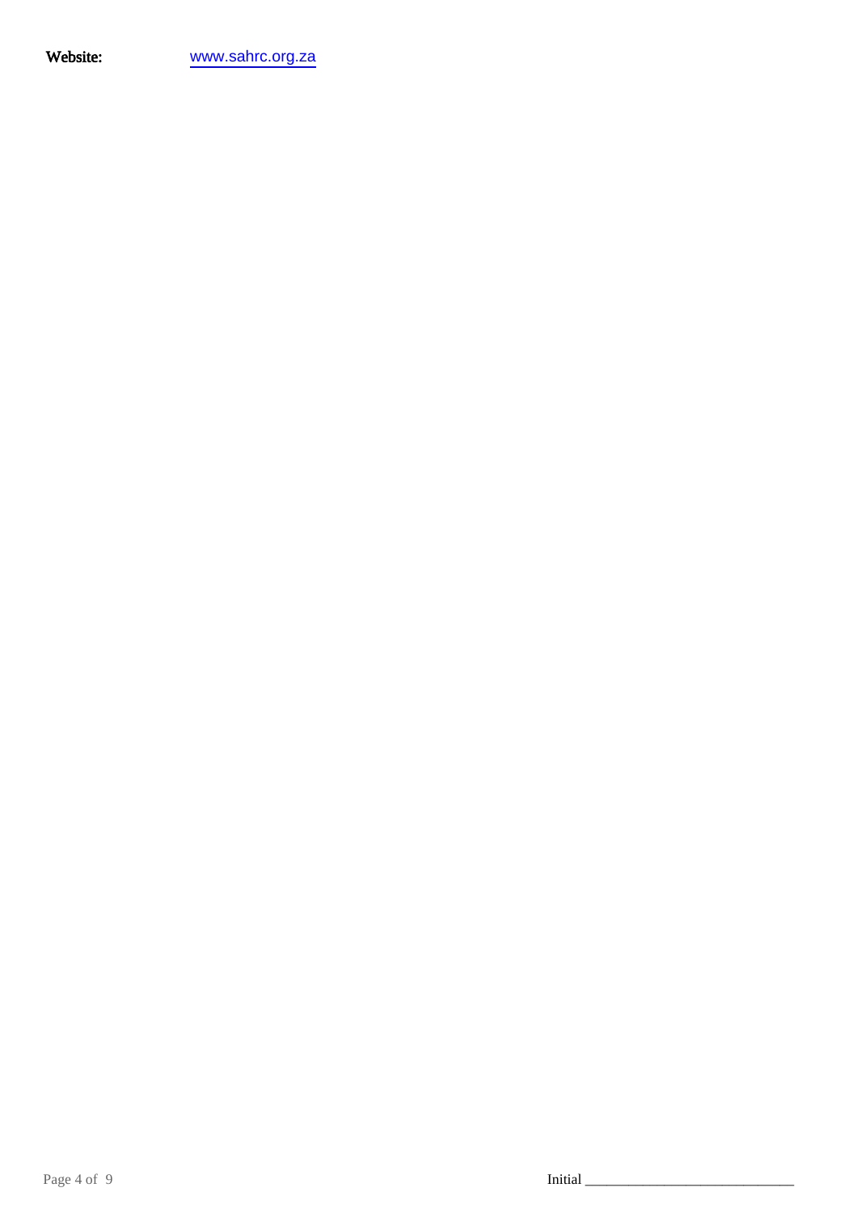**Website:** www.sahrc.org.za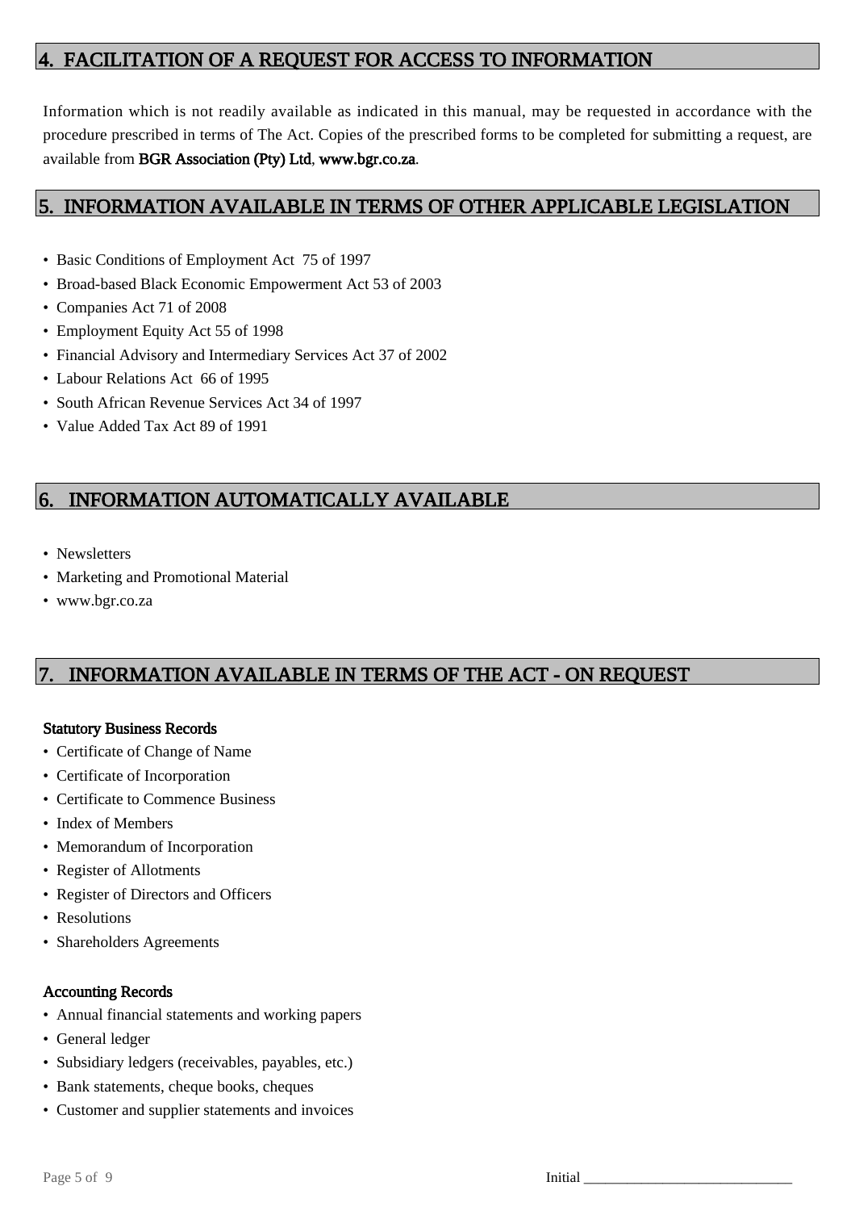## 4. FACILITATION OF A REQUEST FOR ACCESS TO INFORMATION

Information which is not readily available as indicated in this manual, may be requested in accordance with the procedure prescribed in terms of The Act. Copies of the prescribed forms to be completed for submitting a request, are available from **BGR Association (Pty) Ltd**, **www.bgr.co.za**.

## 5. INFORMATION AVAILABLE IN TERMS OF OTHER APPLICABLE LEGISLATION

- Basic Conditions of Employment Act 75 of 1997
- Broad-based Black Economic Empowerment Act 53 of 2003
- Companies Act 71 of 2008
- Employment Equity Act 55 of 1998
- Financial Advisory and Intermediary Services Act 37 of 2002
- Labour Relations Act 66 of 1995
- South African Revenue Services Act 34 of 1997
- Value Added Tax Act 89 of 1991

## 6. INFORMATION AUTOMATICALLY AVAILABLE

- Newsletters
- Marketing and Promotional Material
- www.bgr.co.za

## 7. INFORMATION AVAILABLE IN TERMS OF THE ACT - ON REQUEST

**Statutory Business Records**

- Certificate of Change of Name
- Certificate of Incorporation
- Certificate to Commence Business
- Index of Members
- Memorandum of Incorporation
- Register of Allotments
- Register of Directors and Officers
- Resolutions
- Shareholders Agreements

**Accounting Records**

- Annual financial statements and working papers
- General ledger
- Subsidiary ledgers (receivables, payables, etc.)
- Bank statements, cheque books, cheques
- Customer and supplier statements and invoices

Initial ____________________________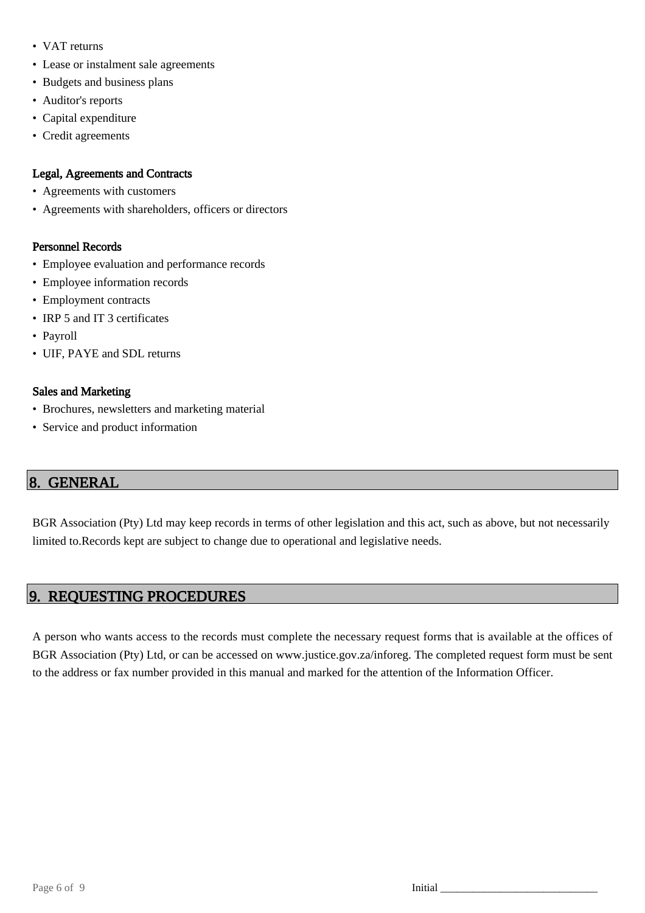- VAT returns
- Lease or instalment sale agreements
- Budgets and business plans
- Auditor's reports
- Capital expenditure
- Credit agreements

### Legal, Agreements and Contracts

- Agreements with customers
- Agreements with shareholders, officers or directors

### Personnel Records

- Employee evaluation and performance records
- Employee information records
- Employment contracts
- IRP 5 and IT 3 certificates
- Payroll
- UIF, PAYE and SDL returns

### Sales and Marketing

- Brochures, newsletters and marketing material
- Service and product information

## 8. GENERAL

BGR Association (Pty) Ltd may keep records in terms of other legislation and this act, such as above, but not necessarily limited to.Records kept are subject to change due to operational and legislative needs.

## 9. REQUESTING PROCEDURES

A person who wants access to the records must complete the necessary request forms that is available at the offices of BGR Association (Pty) Ltd, or can be accessed on www.justice.gov.za/inforeg. The completed request form must be sent to the address or fax number provided in this manual and marked for the attention of the Information Officer.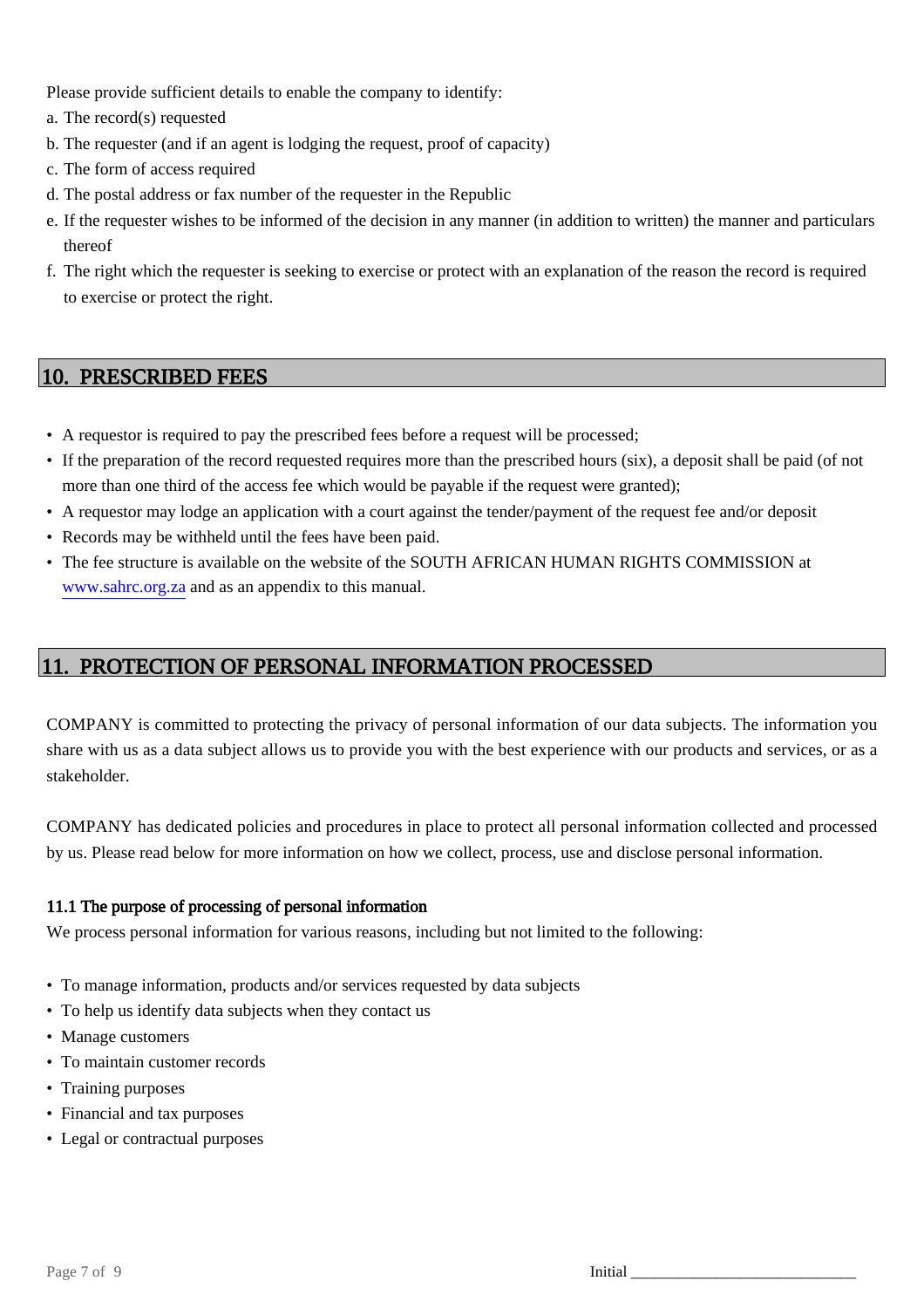Please provide sufficient details to enable the company to identify:

a. The record(s) requested
b. The requester (and if an agent is lodging the request, proof of capacity)
c. The form of access required
d. The postal address or fax number of the requester in the Republic
e. If the requester wishes to be informed of the decision in any manner (in addition to written) the manner and particulars thereof
f. The right which the requester is seeking to exercise or protect with an explanation of the reason the record is required to exercise or protect the right.

## 10. PRESCRIBED FEES

- A requestor is required to pay the prescribed fees before a request will be processed;
- If the preparation of the record requested requires more than the prescribed hours (six), a deposit shall be paid (of not more than one third of the access fee which would be payable if the request were granted);
- A requestor may lodge an application with a court against the tender/payment of the request fee and/or deposit
- Records may be withheld until the fees have been paid.
- The fee structure is available on the website of the SOUTH AFRICAN HUMAN RIGHTS COMMISSION at www.sahrc.org.za and as an appendix to this manual.

## 11. PROTECTION OF PERSONAL INFORMATION PROCESSED

COMPANY is committed to protecting the privacy of personal information of our data subjects. The information you share with us as a data subject allows us to provide you with the best experience with our products and services, or as a stakeholder.

COMPANY has dedicated policies and procedures in place to protect all personal information collected and processed by us. Please read below for more information on how we collect, process, use and disclose personal information.

### 11.1 The purpose of processing of personal information

We process personal information for various reasons, including but not limited to the following:

- To manage information, products and/or services requested by data subjects
- To help us identify data subjects when they contact us
- Manage customers
- To maintain customer records
- Training purposes
- Financial and tax purposes
- Legal or contractual purposes

Initial ____________________________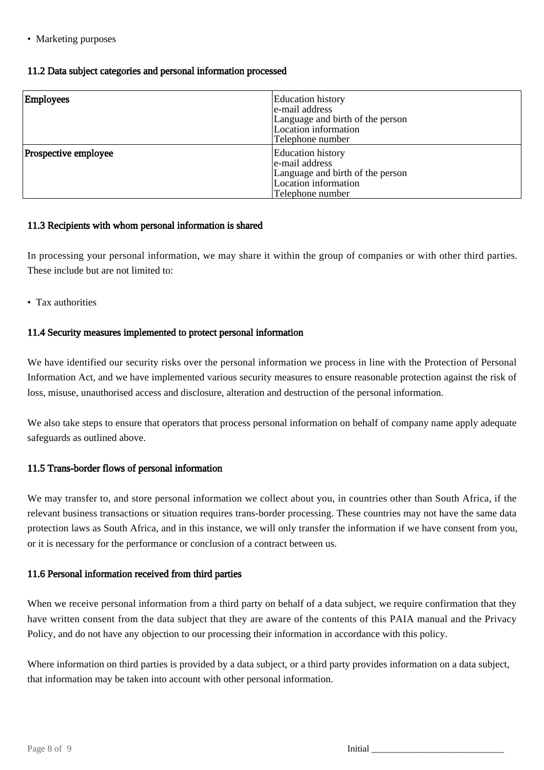- Marketing purposes

### 11.2 Data subject categories and personal information processed

| Employees | Education history<br>e-mail address<br>Language and birth of the person<br>Location information<br>Telephone number |
|---|---|
| Prospective employee | Education history<br>e-mail address<br>Language and birth of the person<br>Location information<br>Telephone number |

### 11.3 Recipients with whom personal information is shared

In processing your personal information, we may share it within the group of companies or with other third parties. These include but are not limited to:

- Tax authorities

### 11.4 Security measures implemented to protect personal information

We have identified our security risks over the personal information we process in line with the Protection of Personal Information Act, and we have implemented various security measures to ensure reasonable protection against the risk of loss, misuse, unauthorised access and disclosure, alteration and destruction of the personal information.

We also take steps to ensure that operators that process personal information on behalf of company name apply adequate safeguards as outlined above.

### 11.5 Trans-border flows of personal information

We may transfer to, and store personal information we collect about you, in countries other than South Africa, if the relevant business transactions or situation requires trans-border processing. These countries may not have the same data protection laws as South Africa, and in this instance, we will only transfer the information if we have consent from you, or it is necessary for the performance or conclusion of a contract between us.

### 11.6 Personal information received from third parties

When we receive personal information from a third party on behalf of a data subject, we require confirmation that they have written consent from the data subject that they are aware of the contents of this PAIA manual and the Privacy Policy, and do not have any objection to our processing their information in accordance with this policy.

Where information on third parties is provided by a data subject, or a third party provides information on a data subject, that information may be taken into account with other personal information.

Initial ____________________________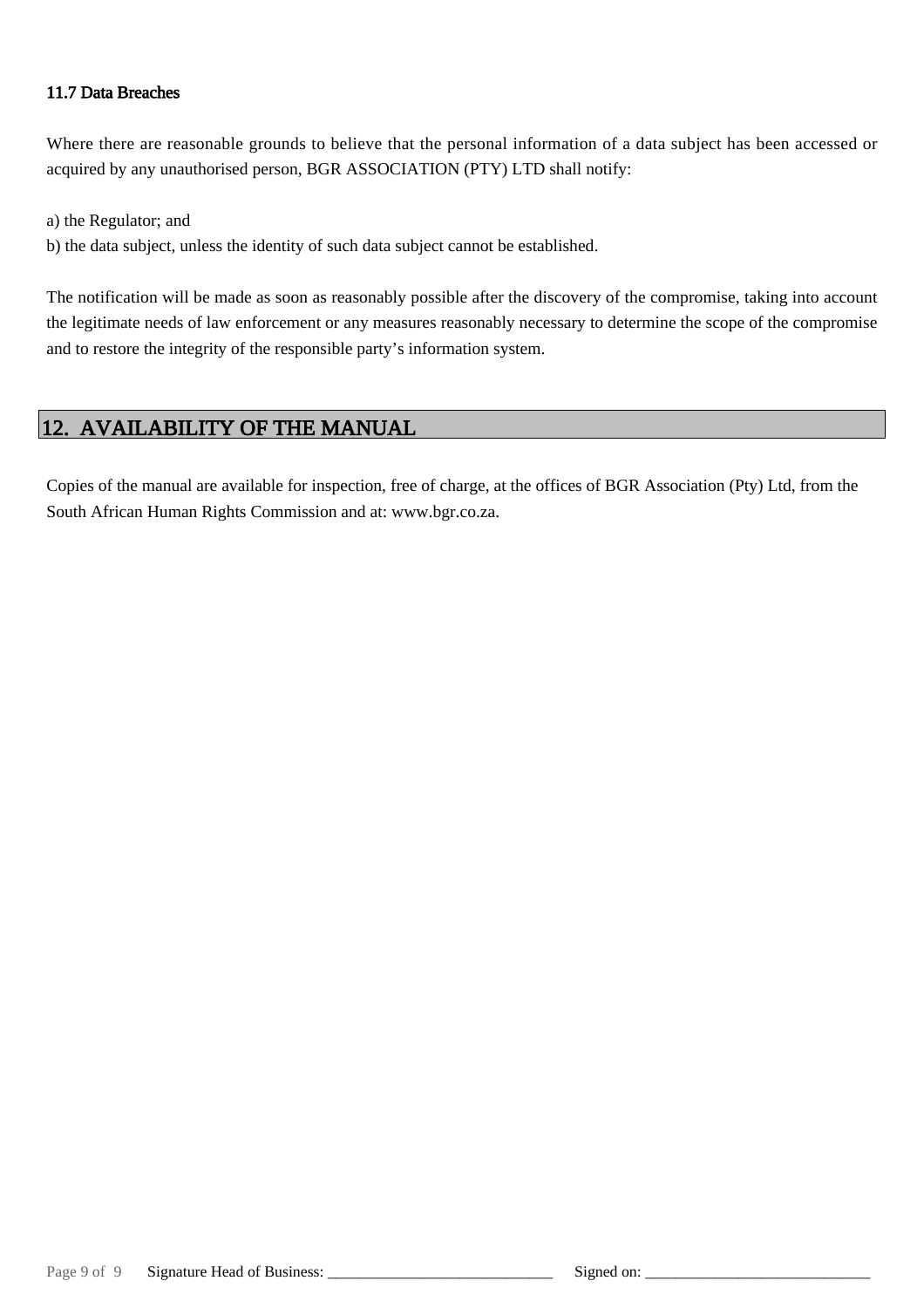### 11.7 Data Breaches

Where there are reasonable grounds to believe that the personal information of a data subject has been accessed or acquired by any unauthorised person, BGR ASSOCIATION (PTY) LTD shall notify:

a) the Regulator; and
b) the data subject, unless the identity of such data subject cannot be established.

The notification will be made as soon as reasonably possible after the discovery of the compromise, taking into account the legitimate needs of law enforcement or any measures reasonably necessary to determine the scope of the compromise and to restore the integrity of the responsible party's information system.

## 12. AVAILABILITY OF THE MANUAL

Copies of the manual are available for inspection, free of charge, at the offices of BGR Association (Pty) Ltd, from the South African Human Rights Commission and at: www.bgr.co.za.

Signature Head of Business: ____________________________ Signed on: ____________________________